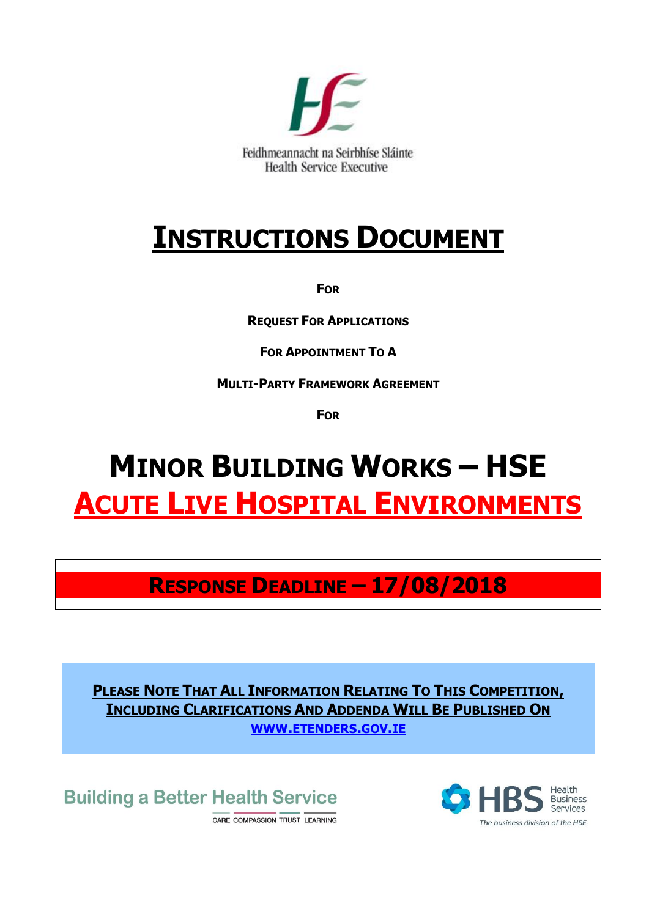Feidhmeannacht na Seirbhíse Sláinte
Health Service Executive

# INSTRUCTIONS DOCUMENT

**FOR**

**REQUEST FOR APPLICATIONS**

**FOR APPOINTMENT TO A**

**MULTI-PARTY FRAMEWORK AGREEMENT**

**FOR**

# MINOR BUILDING WORKS – HSE

# ACUTE LIVE HOSPITAL ENVIRONMENTS

## RESPONSE DEADLINE – 17/08/2018

**PLEASE NOTE THAT ALL INFORMATION RELATING TO THIS COMPETITION, INCLUDING CLARIFICATIONS AND ADDENDA WILL BE PUBLISHED ON WWW.ETENDERS.GOV.IE**

Building a Better Health Service

CARE COMPASSION TRUST LEARNING

HBS Health Business Services

*The business division of the HSE*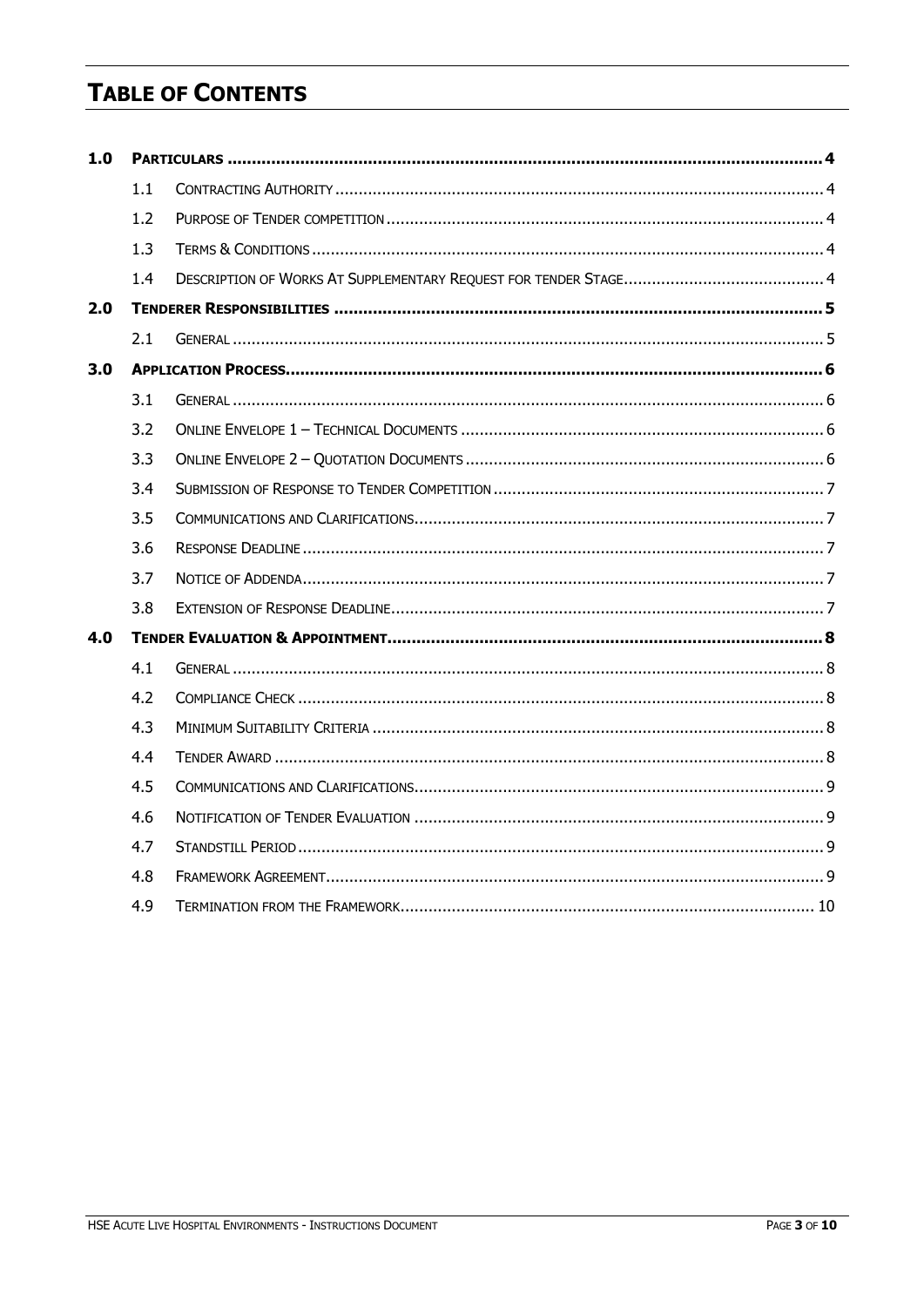# TABLE OF CONTENTS

| | | | |
|---|---|---|---|
| **1.0** | **PARTICULARS** | | **4** |
| | 1.1 | CONTRACTING AUTHORITY | 4 |
| | 1.2 | PURPOSE OF TENDER COMPETITION | 4 |
| | 1.3 | TERMS & CONDITIONS | 4 |
| | 1.4 | DESCRIPTION OF WORKS AT SUPPLEMENTARY REQUEST FOR TENDER STAGE | 4 |
| **2.0** | **TENDERER RESPONSIBILITIES** | | **5** |
| | 2.1 | GENERAL | 5 |
| **3.0** | **APPLICATION PROCESS** | | **6** |
| | 3.1 | GENERAL | 6 |
| | 3.2 | ONLINE ENVELOPE 1 – TECHNICAL DOCUMENTS | 6 |
| | 3.3 | ONLINE ENVELOPE 2 – QUOTATION DOCUMENTS | 6 |
| | 3.4 | SUBMISSION OF RESPONSE TO TENDER COMPETITION | 7 |
| | 3.5 | COMMUNICATIONS AND CLARIFICATIONS | 7 |
| | 3.6 | RESPONSE DEADLINE | 7 |
| | 3.7 | NOTICE OF ADDENDA | 7 |
| | 3.8 | EXTENSION OF RESPONSE DEADLINE | 7 |
| **4.0** | **TENDER EVALUATION & APPOINTMENT** | | **8** |
| | 4.1 | GENERAL | 8 |
| | 4.2 | COMPLIANCE CHECK | 8 |
| | 4.3 | MINIMUM SUITABILITY CRITERIA | 8 |
| | 4.4 | TENDER AWARD | 8 |
| | 4.5 | COMMUNICATIONS AND CLARIFICATIONS | 9 |
| | 4.6 | NOTIFICATION OF TENDER EVALUATION | 9 |
| | 4.7 | STANDSTILL PERIOD | 9 |
| | 4.8 | FRAMEWORK AGREEMENT | 9 |
| | 4.9 | TERMINATION FROM THE FRAMEWORK | 10 |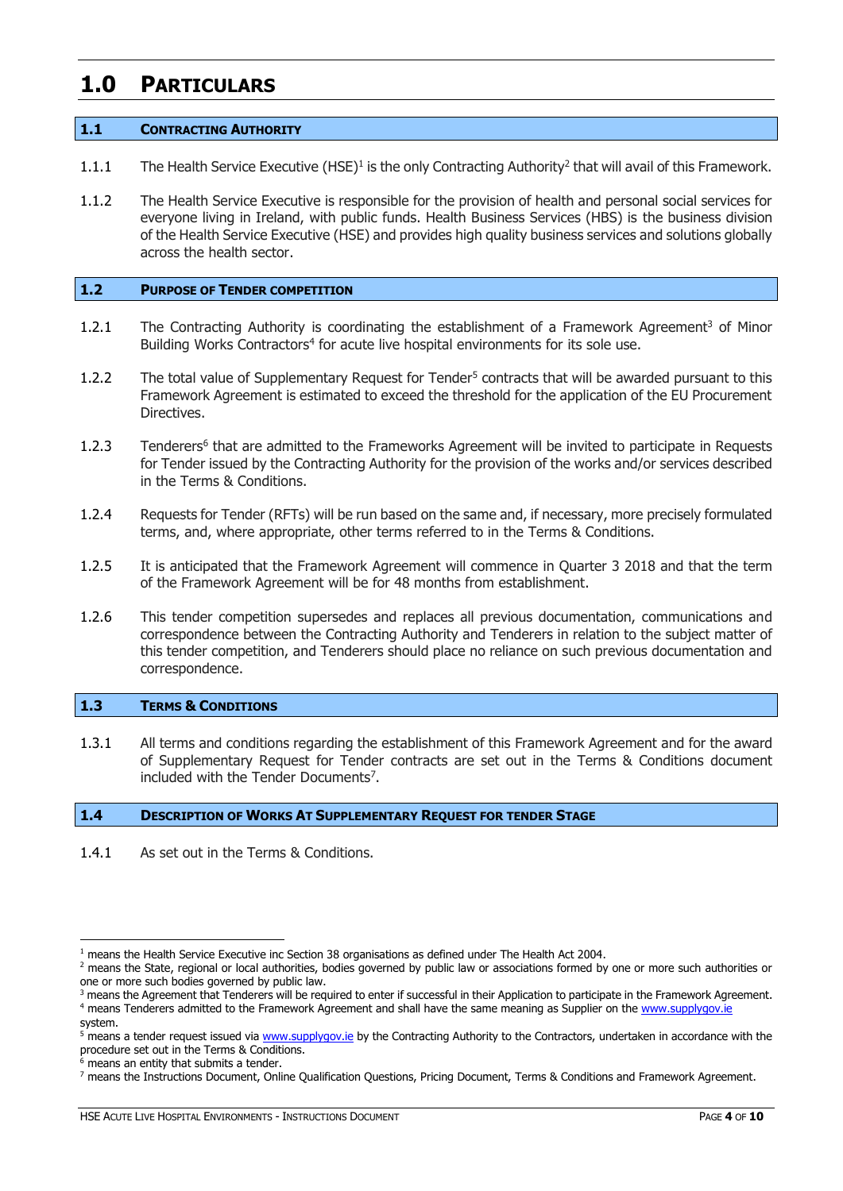# 1.0 PARTICULARS

## 1.1 CONTRACTING AUTHORITY

1.1.1 The Health Service Executive (HSE)[1] is the only Contracting Authority[2] that will avail of this Framework.

1.1.2 The Health Service Executive is responsible for the provision of health and personal social services for everyone living in Ireland, with public funds. Health Business Services (HBS) is the business division of the Health Service Executive (HSE) and provides high quality business services and solutions globally across the health sector.

## 1.2 PURPOSE OF TENDER COMPETITION

1.2.1 The Contracting Authority is coordinating the establishment of a Framework Agreement[3] of Minor Building Works Contractors[4] for acute live hospital environments for its sole use.

1.2.2 The total value of Supplementary Request for Tender[5] contracts that will be awarded pursuant to this Framework Agreement is estimated to exceed the threshold for the application of the EU Procurement Directives.

1.2.3 Tenderers[6] that are admitted to the Frameworks Agreement will be invited to participate in Requests for Tender issued by the Contracting Authority for the provision of the works and/or services described in the Terms & Conditions.

1.2.4 Requests for Tender (RFTs) will be run based on the same and, if necessary, more precisely formulated terms, and, where appropriate, other terms referred to in the Terms & Conditions.

1.2.5 It is anticipated that the Framework Agreement will commence in Quarter 3 2018 and that the term of the Framework Agreement will be for 48 months from establishment.

1.2.6 This tender competition supersedes and replaces all previous documentation, communications and correspondence between the Contracting Authority and Tenderers in relation to the subject matter of this tender competition, and Tenderers should place no reliance on such previous documentation and correspondence.

## 1.3 TERMS & CONDITIONS

1.3.1 All terms and conditions regarding the establishment of this Framework Agreement and for the award of Supplementary Request for Tender contracts are set out in the Terms & Conditions document included with the Tender Documents[7].

## 1.4 DESCRIPTION OF WORKS AT SUPPLEMENTARY REQUEST FOR TENDER STAGE

1.4.1 As set out in the Terms & Conditions.

---

[1] means the Health Service Executive inc Section 38 organisations as defined under The Health Act 2004.
[2] means the State, regional or local authorities, bodies governed by public law or associations formed by one or more such authorities or one or more such bodies governed by public law.
[3] means the Agreement that Tenderers will be required to enter if successful in their Application to participate in the Framework Agreement.
[4] means Tenderers admitted to the Framework Agreement and shall have the same meaning as Supplier on the www.supplygov.ie system.
[5] means a tender request issued via www.supplygov.ie by the Contracting Authority to the Contractors, undertaken in accordance with the procedure set out in the Terms & Conditions.
[6] means an entity that submits a tender.
[7] means the Instructions Document, Online Qualification Questions, Pricing Document, Terms & Conditions and Framework Agreement.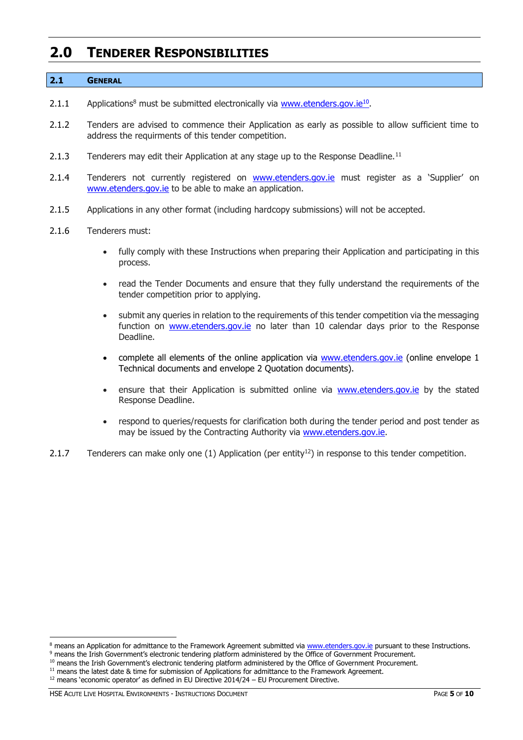# 2.0 TENDERER RESPONSIBILITIES

## 2.1 GENERAL

2.1.1 Applications[8] must be submitted electronically via www.etenders.gov.ie[10].

2.1.2 Tenders are advised to commence their Application as early as possible to allow sufficient time to address the requirments of this tender competition.

2.1.3 Tenderers may edit their Application at any stage up to the Response Deadline.[11]

2.1.4 Tenderers not currently registered on www.etenders.gov.ie must register as a 'Supplier' on www.etenders.gov.ie to be able to make an application.

2.1.5 Applications in any other format (including hardcopy submissions) will not be accepted.

2.1.6 Tenderers must:

- fully comply with these Instructions when preparing their Application and participating in this process.
- read the Tender Documents and ensure that they fully understand the requirements of the tender competition prior to applying.
- submit any queries in relation to the requirements of this tender competition via the messaging function on www.etenders.gov.ie no later than 10 calendar days prior to the Response Deadline.
- complete all elements of the online application via www.etenders.gov.ie (online envelope 1 Technical documents and envelope 2 Quotation documents).
- ensure that their Application is submitted online via www.etenders.gov.ie by the stated Response Deadline.
- respond to queries/requests for clarification both during the tender period and post tender as may be issued by the Contracting Authority via www.etenders.gov.ie.

2.1.7 Tenderers can make only one (1) Application (per entity[12]) in response to this tender competition.

---

[8] means an Application for admittance to the Framework Agreement submitted via www.etenders.gov.ie pursuant to these Instructions.
[9] means the Irish Government's electronic tendering platform administered by the Office of Government Procurement.
[10] means the Irish Government's electronic tendering platform administered by the Office of Government Procurement.
[11] means the latest date & time for submission of Applications for admittance to the Framework Agreement.
[12] means 'economic operator' as defined in EU Directive 2014/24 – EU Procurement Directive.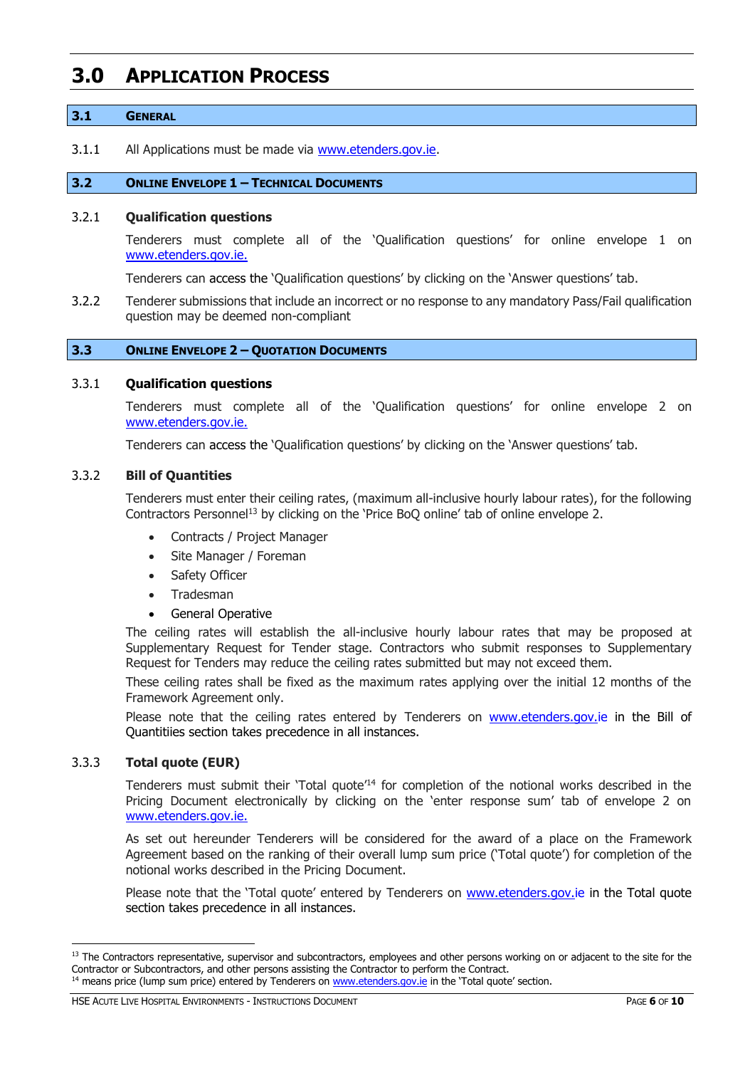# 3.0 APPLICATION PROCESS

## 3.1 GENERAL

3.1.1 All Applications must be made via www.etenders.gov.ie.

## 3.2 ONLINE ENVELOPE 1 – TECHNICAL DOCUMENTS

### 3.2.1 Qualification questions

Tenderers must complete all of the 'Qualification questions' for online envelope 1 on www.etenders.gov.ie.

Tenderers can access the 'Qualification questions' by clicking on the 'Answer questions' tab.

3.2.2 Tenderer submissions that include an incorrect or no response to any mandatory Pass/Fail qualification question may be deemed non-compliant

## 3.3 ONLINE ENVELOPE 2 – QUOTATION DOCUMENTS

### 3.3.1 Qualification questions

Tenderers must complete all of the 'Qualification questions' for online envelope 2 on www.etenders.gov.ie.

Tenderers can access the 'Qualification questions' by clicking on the 'Answer questions' tab.

### 3.3.2 Bill of Quantities

Tenderers must enter their ceiling rates, (maximum all-inclusive hourly labour rates), for the following Contractors Personnel[13] by clicking on the 'Price BoQ online' tab of online envelope 2.

- Contracts / Project Manager
- Site Manager / Foreman
- Safety Officer
- Tradesman
- General Operative

The ceiling rates will establish the all-inclusive hourly labour rates that may be proposed at Supplementary Request for Tender stage. Contractors who submit responses to Supplementary Request for Tenders may reduce the ceiling rates submitted but may not exceed them.

These ceiling rates shall be fixed as the maximum rates applying over the initial 12 months of the Framework Agreement only.

Please note that the ceiling rates entered by Tenderers on www.etenders.gov.ie in the Bill of Quantitiies section takes precedence in all instances.

### 3.3.3 Total quote (EUR)

Tenderers must submit their 'Total quote'[14] for completion of the notional works described in the Pricing Document electronically by clicking on the 'enter response sum' tab of envelope 2 on www.etenders.gov.ie.

As set out hereunder Tenderers will be considered for the award of a place on the Framework Agreement based on the ranking of their overall lump sum price ('Total quote') for completion of the notional works described in the Pricing Document.

Please note that the 'Total quote' entered by Tenderers on www.etenders.gov.ie in the Total quote section takes precedence in all instances.

---

[13] The Contractors representative, supervisor and subcontractors, employees and other persons working on or adjacent to the site for the Contractor or Subcontractors, and other persons assisting the Contractor to perform the Contract.

[14] means price (lump sum price) entered by Tenderers on www.etenders.gov.ie in the 'Total quote' section.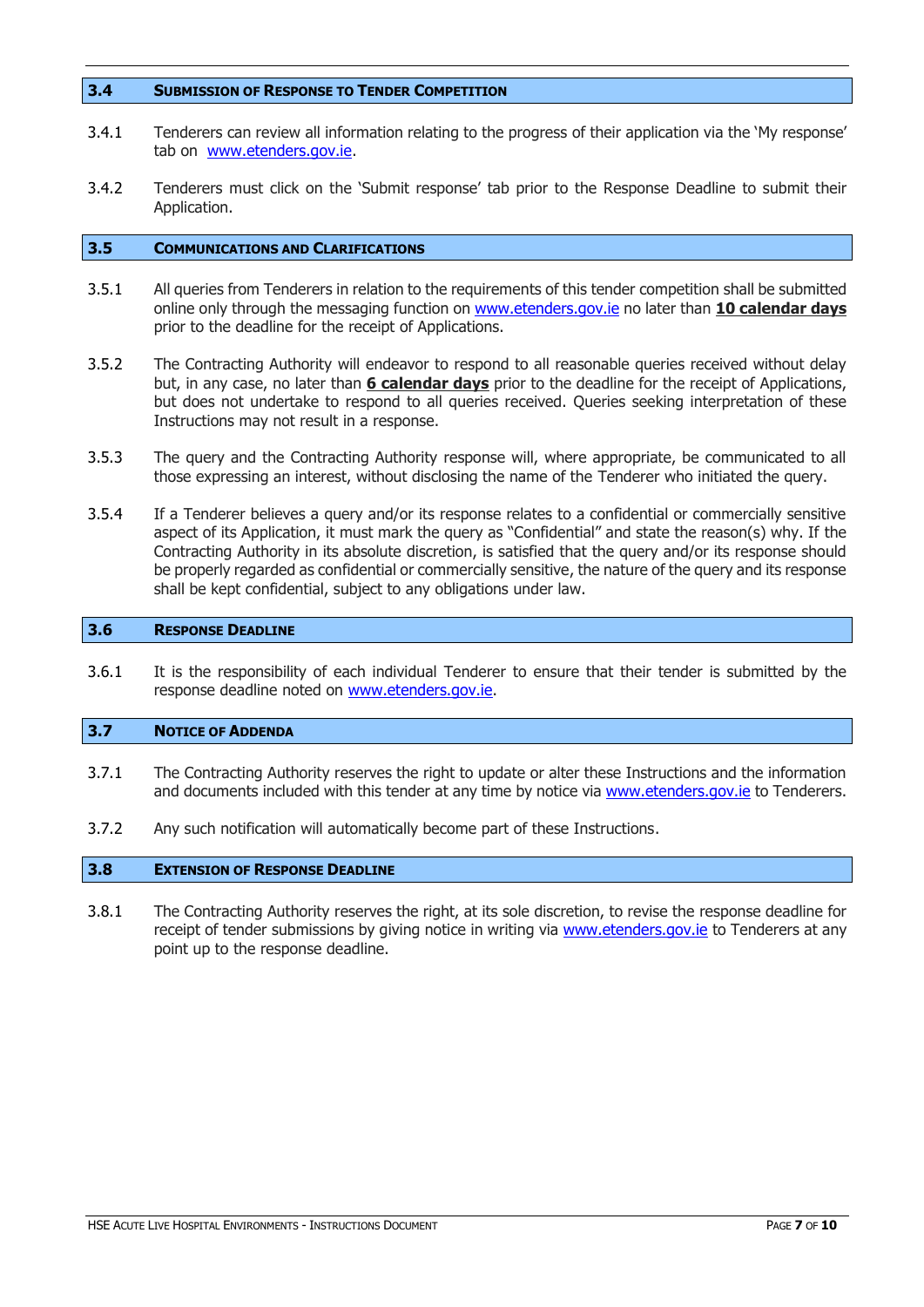## 3.4 SUBMISSION OF RESPONSE TO TENDER COMPETITION

3.4.1 Tenderers can review all information relating to the progress of their application via the 'My response' tab on www.etenders.gov.ie.

3.4.2 Tenderers must click on the 'Submit response' tab prior to the Response Deadline to submit their Application.

## 3.5 COMMUNICATIONS AND CLARIFICATIONS

3.5.1 All queries from Tenderers in relation to the requirements of this tender competition shall be submitted online only through the messaging function on www.etenders.gov.ie no later than **10 calendar days** prior to the deadline for the receipt of Applications.

3.5.2 The Contracting Authority will endeavor to respond to all reasonable queries received without delay but, in any case, no later than **6 calendar days** prior to the deadline for the receipt of Applications, but does not undertake to respond to all queries received. Queries seeking interpretation of these Instructions may not result in a response.

3.5.3 The query and the Contracting Authority response will, where appropriate, be communicated to all those expressing an interest, without disclosing the name of the Tenderer who initiated the query.

3.5.4 If a Tenderer believes a query and/or its response relates to a confidential or commercially sensitive aspect of its Application, it must mark the query as "Confidential" and state the reason(s) why. If the Contracting Authority in its absolute discretion, is satisfied that the query and/or its response should be properly regarded as confidential or commercially sensitive, the nature of the query and its response shall be kept confidential, subject to any obligations under law.

## 3.6 RESPONSE DEADLINE

3.6.1 It is the responsibility of each individual Tenderer to ensure that their tender is submitted by the response deadline noted on www.etenders.gov.ie.

## 3.7 NOTICE OF ADDENDA

3.7.1 The Contracting Authority reserves the right to update or alter these Instructions and the information and documents included with this tender at any time by notice via www.etenders.gov.ie to Tenderers.

3.7.2 Any such notification will automatically become part of these Instructions.

## 3.8 EXTENSION OF RESPONSE DEADLINE

3.8.1 The Contracting Authority reserves the right, at its sole discretion, to revise the response deadline for receipt of tender submissions by giving notice in writing via www.etenders.gov.ie to Tenderers at any point up to the response deadline.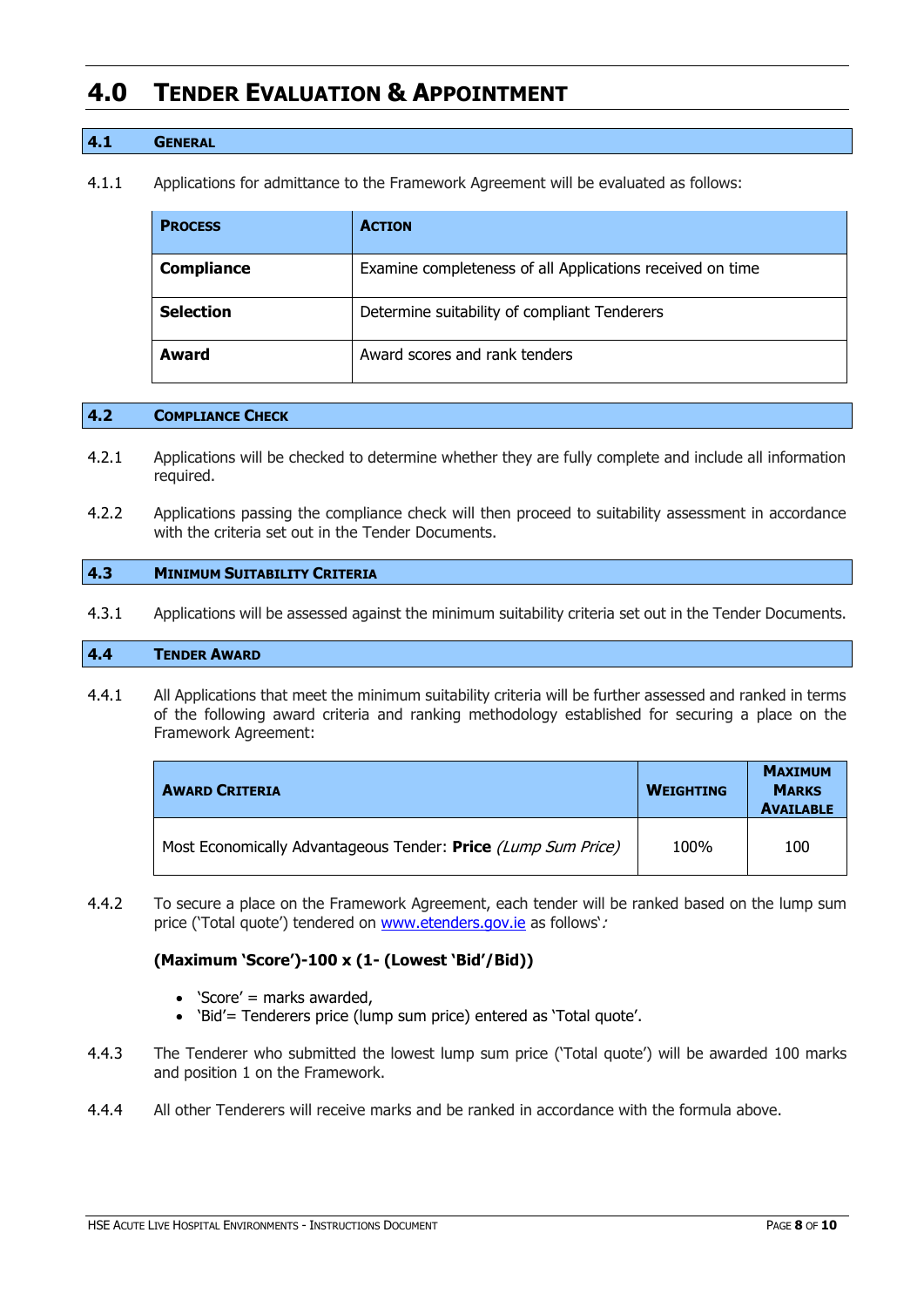# 4.0 Tender Evaluation & Appointment

## 4.1 General

4.1.1 Applications for admittance to the Framework Agreement will be evaluated as follows:

| Process | Action |
|---|---|
| **Compliance** | Examine completeness of all Applications received on time |
| **Selection** | Determine suitability of compliant Tenderers |
| **Award** | Award scores and rank tenders |

## 4.2 Compliance Check

4.2.1 Applications will be checked to determine whether they are fully complete and include all information required.

4.2.2 Applications passing the compliance check will then proceed to suitability assessment in accordance with the criteria set out in the Tender Documents.

## 4.3 Minimum Suitability Criteria

4.3.1 Applications will be assessed against the minimum suitability criteria set out in the Tender Documents.

## 4.4 Tender Award

4.4.1 All Applications that meet the minimum suitability criteria will be further assessed and ranked in terms of the following award criteria and ranking methodology established for securing a place on the Framework Agreement:

| Award Criteria | Weighting | Maximum Marks Available |
|---|---|---|
| Most Economically Advantageous Tender: **Price** *(Lump Sum Price)* | 100% | 100 |

4.4.2 To secure a place on the Framework Agreement, each tender will be ranked based on the lump sum price ('Total quote') tendered on [www.etenders.gov.ie](http://www.etenders.gov.ie) as follows'*:*

**(Maximum 'Score')-100 x (1- (Lowest 'Bid'/Bid))**

- 'Score' = marks awarded,
- 'Bid'= Tenderers price (lump sum price) entered as 'Total quote'.

4.4.3 The Tenderer who submitted the lowest lump sum price ('Total quote') will be awarded 100 marks and position 1 on the Framework.

4.4.4 All other Tenderers will receive marks and be ranked in accordance with the formula above.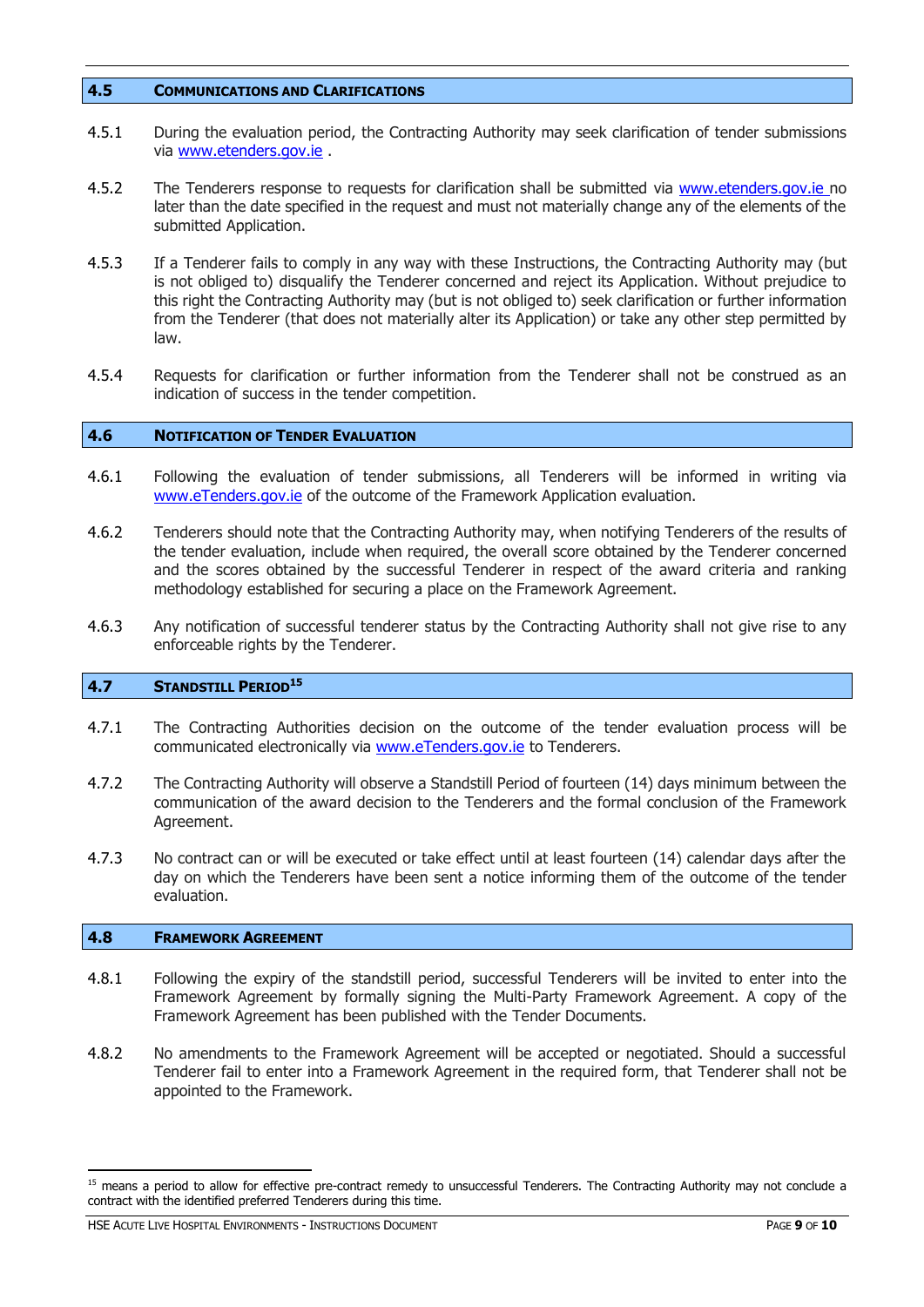## 4.5 Communications and Clarifications

4.5.1 During the evaluation period, the Contracting Authority may seek clarification of tender submissions via www.etenders.gov.ie .

4.5.2 The Tenderers response to requests for clarification shall be submitted via www.etenders.gov.ie no later than the date specified in the request and must not materially change any of the elements of the submitted Application.

4.5.3 If a Tenderer fails to comply in any way with these Instructions, the Contracting Authority may (but is not obliged to) disqualify the Tenderer concerned and reject its Application. Without prejudice to this right the Contracting Authority may (but is not obliged to) seek clarification or further information from the Tenderer (that does not materially alter its Application) or take any other step permitted by law.

4.5.4 Requests for clarification or further information from the Tenderer shall not be construed as an indication of success in the tender competition.

## 4.6 Notification of Tender Evaluation

4.6.1 Following the evaluation of tender submissions, all Tenderers will be informed in writing via www.eTenders.gov.ie of the outcome of the Framework Application evaluation.

4.6.2 Tenderers should note that the Contracting Authority may, when notifying Tenderers of the results of the tender evaluation, include when required, the overall score obtained by the Tenderer concerned and the scores obtained by the successful Tenderer in respect of the award criteria and ranking methodology established for securing a place on the Framework Agreement.

4.6.3 Any notification of successful tenderer status by the Contracting Authority shall not give rise to any enforceable rights by the Tenderer.

## 4.7 Standstill Period[15]

4.7.1 The Contracting Authorities decision on the outcome of the tender evaluation process will be communicated electronically via www.eTenders.gov.ie to Tenderers.

4.7.2 The Contracting Authority will observe a Standstill Period of fourteen (14) days minimum between the communication of the award decision to the Tenderers and the formal conclusion of the Framework Agreement.

4.7.3 No contract can or will be executed or take effect until at least fourteen (14) calendar days after the day on which the Tenderers have been sent a notice informing them of the outcome of the tender evaluation.

## 4.8 Framework Agreement

4.8.1 Following the expiry of the standstill period, successful Tenderers will be invited to enter into the Framework Agreement by formally signing the Multi-Party Framework Agreement. A copy of the Framework Agreement has been published with the Tender Documents.

4.8.2 No amendments to the Framework Agreement will be accepted or negotiated. Should a successful Tenderer fail to enter into a Framework Agreement in the required form, that Tenderer shall not be appointed to the Framework.

[15] means a period to allow for effective pre-contract remedy to unsuccessful Tenderers. The Contracting Authority may not conclude a contract with the identified preferred Tenderers during this time.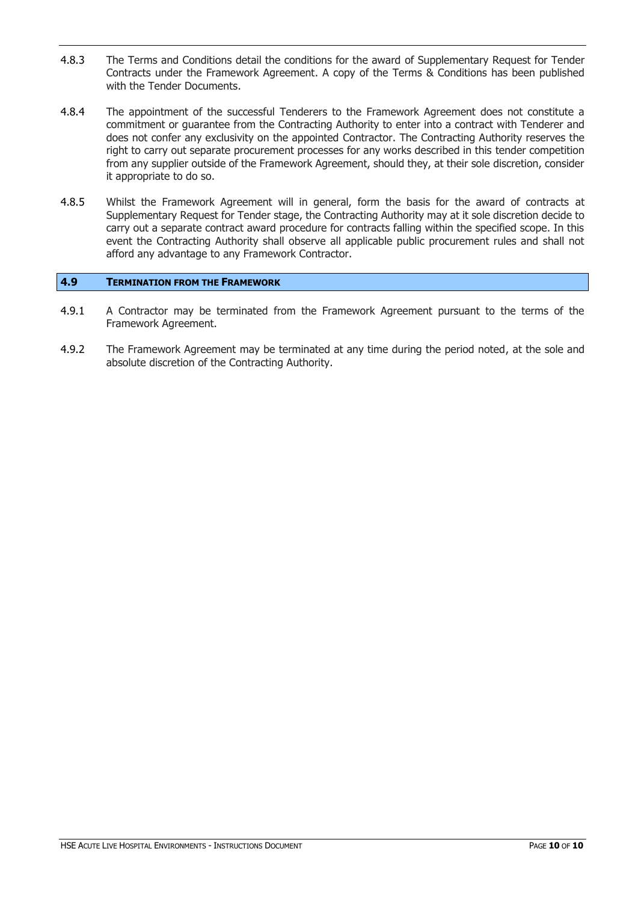4.8.3 The Terms and Conditions detail the conditions for the award of Supplementary Request for Tender Contracts under the Framework Agreement. A copy of the Terms & Conditions has been published with the Tender Documents.

4.8.4 The appointment of the successful Tenderers to the Framework Agreement does not constitute a commitment or guarantee from the Contracting Authority to enter into a contract with Tenderer and does not confer any exclusivity on the appointed Contractor. The Contracting Authority reserves the right to carry out separate procurement processes for any works described in this tender competition from any supplier outside of the Framework Agreement, should they, at their sole discretion, consider it appropriate to do so.

4.8.5 Whilst the Framework Agreement will in general, form the basis for the award of contracts at Supplementary Request for Tender stage, the Contracting Authority may at it sole discretion decide to carry out a separate contract award procedure for contracts falling within the specified scope. In this event the Contracting Authority shall observe all applicable public procurement rules and shall not afford any advantage to any Framework Contractor.

## 4.9 TERMINATION FROM THE FRAMEWORK

4.9.1 A Contractor may be terminated from the Framework Agreement pursuant to the terms of the Framework Agreement.

4.9.2 The Framework Agreement may be terminated at any time during the period noted, at the sole and absolute discretion of the Contracting Authority.